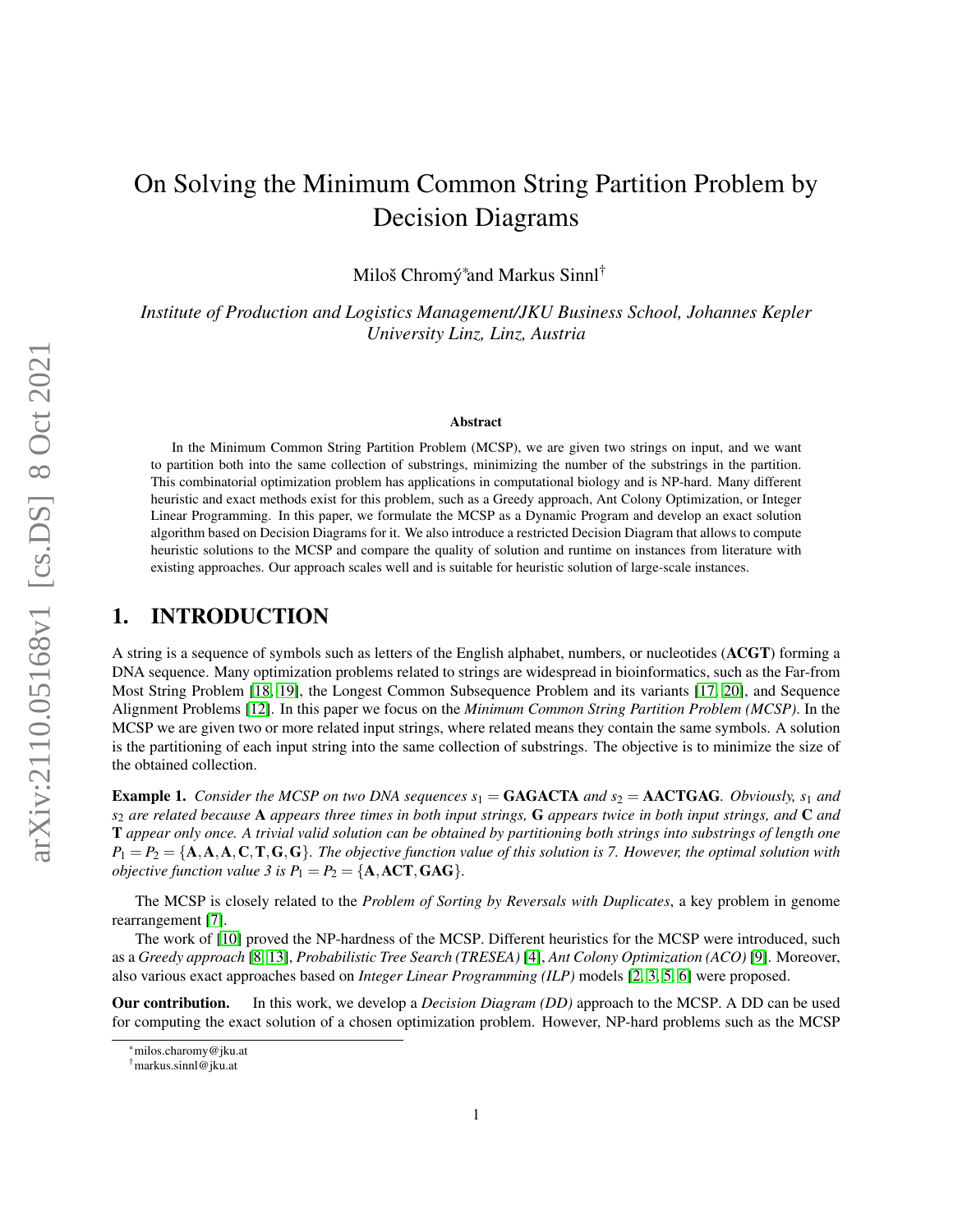# On Solving the Minimum Common String Partition Problem by Decision Diagrams

Miloš Chromý[*] and Markus Sinnl[†]

*Institute of Production and Logistics Management/JKU Business School, Johannes Kepler University Linz, Linz, Austria*

### Abstract

In the Minimum Common String Partition Problem (MCSP), we are given two strings on input, and we want to partition both into the same collection of substrings, minimizing the number of the substrings in the partition. This combinatorial optimization problem has applications in computational biology and is NP-hard. Many different heuristic and exact methods exist for this problem, such as a Greedy approach, Ant Colony Optimization, or Integer Linear Programming. In this paper, we formulate the MCSP as a Dynamic Program and develop an exact solution algorithm based on Decision Diagrams for it. We also introduce a restricted Decision Diagram that allows to compute heuristic solutions to the MCSP and compare the quality of solution and runtime on instances from literature with existing approaches. Our approach scales well and is suitable for heuristic solution of large-scale instances.

## 1. INTRODUCTION

A string is a sequence of symbols such as letters of the English alphabet, numbers, or nucleotides (**ACGT**) forming a DNA sequence. Many optimization problems related to strings are widespread in bioinformatics, such as the Far-from Most String Problem [18, 19], the Longest Common Subsequence Problem and its variants [17, 20], and Sequence Alignment Problems [12]. In this paper we focus on the *Minimum Common String Partition Problem (MCSP)*. In the MCSP we are given two or more related input strings, where related means they contain the same symbols. A solution is the partitioning of each input string into the same collection of substrings. The objective is to minimize the size of the obtained collection.

**Example 1.** *Consider the MCSP on two DNA sequences $s_1 = \mathbf{GAGACTA}$ and $s_2 = \mathbf{AACTGAG}$. Obviously, $s_1$ and $s_2$ are related because* **A** *appears three times in both input strings,* **G** *appears twice in both input strings, and* **C** *and* **T** *appear only once. A trivial valid solution can be obtained by partitioning both strings into substrings of length one $P_1 = P_2 = \{\mathbf{A}, \mathbf{A}, \mathbf{A}, \mathbf{C}, \mathbf{T}, \mathbf{G}, \mathbf{G}\}$. The objective function value of this solution is 7. However, the optimal solution with objective function value 3 is $P_1 = P_2 = \{\mathbf{A}, \mathbf{ACT}, \mathbf{GAG}\}$.*

The MCSP is closely related to the *Problem of Sorting by Reversals with Duplicates*, a key problem in genome rearrangement [7].

The work of [10] proved the NP-hardness of the MCSP. Different heuristics for the MCSP were introduced, such as a *Greedy approach* [8, 13], *Probabilistic Tree Search (TRESEA)* [4], *Ant Colony Optimization (ACO)* [9]. Moreover, also various exact approaches based on *Integer Linear Programming (ILP)* models [2, 3, 5, 6] were proposed.

**Our contribution.** In this work, we develop a *Decision Diagram (DD)* approach to the MCSP. A DD can be used for computing the exact solution of a chosen optimization problem. However, NP-hard problems such as the MCSP

[*] milos.charomy@jku.at
[†] markus.sinnl@jku.at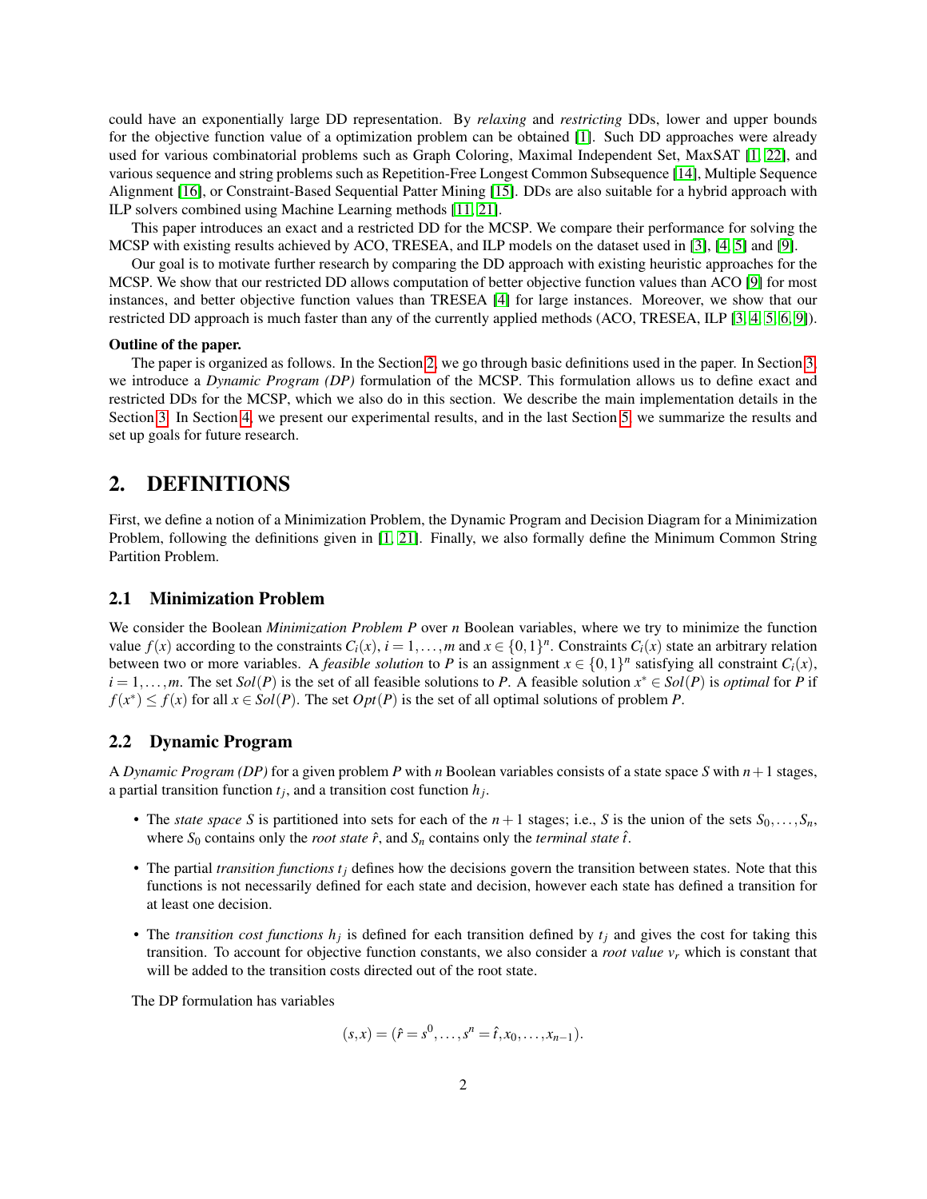could have an exponentially large DD representation. By *relaxing* and *restricting* DDs, lower and upper bounds for the objective function value of a optimization problem can be obtained [1]. Such DD approaches were already used for various combinatorial problems such as Graph Coloring, Maximal Independent Set, MaxSAT [1, 22], and various sequence and string problems such as Repetition-Free Longest Common Subsequence [14], Multiple Sequence Alignment [16], or Constraint-Based Sequential Patter Mining [15]. DDs are also suitable for a hybrid approach with ILP solvers combined using Machine Learning methods [11, 21].

This paper introduces an exact and a restricted DD for the MCSP. We compare their performance for solving the MCSP with existing results achieved by ACO, TRESEA, and ILP models on the dataset used in [3], [4, 5] and [9].

Our goal is to motivate further research by comparing the DD approach with existing heuristic approaches for the MCSP. We show that our restricted DD allows computation of better objective function values than ACO [9] for most instances, and better objective function values than TRESEA [4] for large instances. Moreover, we show that our restricted DD approach is much faster than any of the currently applied methods (ACO, TRESEA, ILP [3, 4, 5, 6, 9]).

**Outline of the paper.**

The paper is organized as follows. In the Section 2, we go through basic definitions used in the paper. In Section 3, we introduce a *Dynamic Program (DP)* formulation of the MCSP. This formulation allows us to define exact and restricted DDs for the MCSP, which we also do in this section. We describe the main implementation details in the Section 3. In Section 4, we present our experimental results, and in the last Section 5, we summarize the results and set up goals for future research.

# 2. DEFINITIONS

First, we define a notion of a Minimization Problem, the Dynamic Program and Decision Diagram for a Minimization Problem, following the definitions given in [1, 21]. Finally, we also formally define the Minimum Common String Partition Problem.

## 2.1 Minimization Problem

We consider the Boolean *Minimization Problem* $P$ over $n$ Boolean variables, where we try to minimize the function value $f(x)$ according to the constraints $C_i(x)$, $i = 1, \ldots, m$ and $x \in \{0,1\}^n$. Constraints $C_i(x)$ state an arbitrary relation between two or more variables. A *feasible solution* to $P$ is an assignment $x \in \{0,1\}^n$ satisfying all constraint $C_i(x)$, $i = 1, \ldots, m$. The set $Sol(P)$ is the set of all feasible solutions to $P$. A feasible solution $x^* \in Sol(P)$ is *optimal* for $P$ if $f(x^*) \leq f(x)$ for all $x \in Sol(P)$. The set $Opt(P)$ is the set of all optimal solutions of problem $P$.

## 2.2 Dynamic Program

A *Dynamic Program (DP)* for a given problem $P$ with $n$ Boolean variables consists of a state space $S$ with $n+1$ stages, a partial transition function $t_j$, and a transition cost function $h_j$.

- The *state space* $S$ is partitioned into sets for each of the $n+1$ stages; i.e., $S$ is the union of the sets $S_0, \ldots, S_n$, where $S_0$ contains only the *root state* $\hat{r}$, and $S_n$ contains only the *terminal state* $\hat{t}$.
- The partial *transition functions* $t_j$ defines how the decisions govern the transition between states. Note that this functions is not necessarily defined for each state and decision, however each state has defined a transition for at least one decision.
- The *transition cost functions* $h_j$ is defined for each transition defined by $t_j$ and gives the cost for taking this transition. To account for objective function constants, we also consider a *root value* $v_r$ which is constant that will be added to the transition costs directed out of the root state.

The DP formulation has variables

$$(s, x) = (\hat{r} = s^0, \ldots, s^n = \hat{t}, x_0, \ldots, x_{n-1}).$$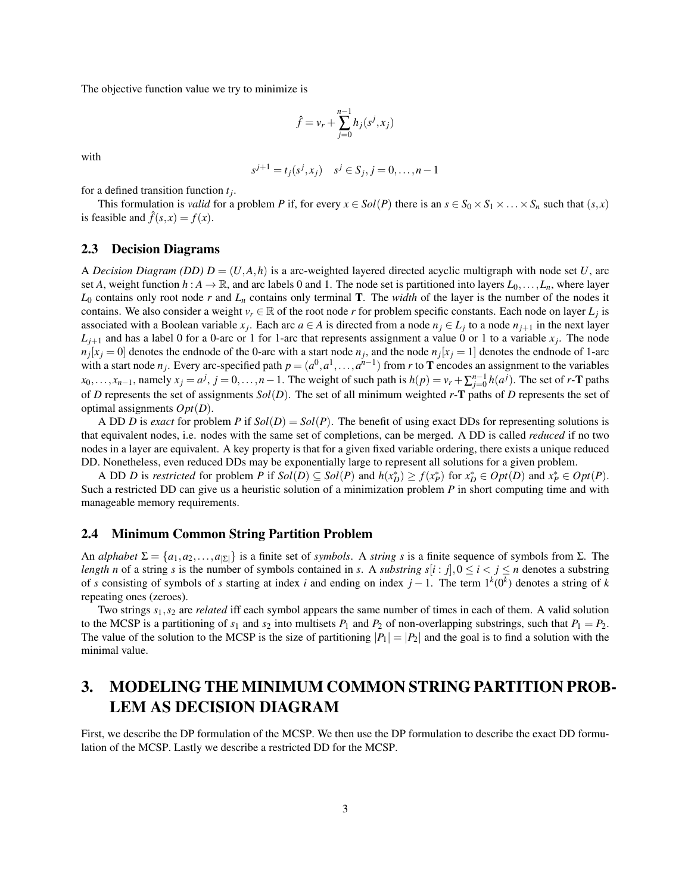The objective function value we try to minimize is

$$\hat{f} = v_r + \sum_{j=0}^{n-1} h_j(s^j, x_j)$$

with

$$s^{j+1} = t_j(s^j, x_j) \quad s^j \in S_j, j = 0, \ldots, n-1$$

for a defined transition function $t_j$.

This formulation is *valid* for a problem $P$ if, for every $x \in Sol(P)$ there is an $s \in S_0 \times S_1 \times \ldots \times S_n$ such that $(s,x)$ is feasible and $\hat{f}(s,x) = f(x)$.

### 2.3 Decision Diagrams

A *Decision Diagram (DD)* $D = (U, A, h)$ is a arc-weighted layered directed acyclic multigraph with node set $U$, arc set $A$, weight function $h : A \rightarrow \mathbb{R}$, and arc labels 0 and 1. The node set is partitioned into layers $L_0, \ldots, L_n$, where layer $L_0$ contains only root node $r$ and $L_n$ contains only terminal $\mathbf{T}$. The *width* of the layer is the number of the nodes it contains. We also consider a weight $v_r \in \mathbb{R}$ of the root node $r$ for problem specific constants. Each node on layer $L_j$ is associated with a Boolean variable $x_j$. Each arc $a \in A$ is directed from a node $n_j \in L_j$ to a node $n_{j+1}$ in the next layer $L_{j+1}$ and has a label 0 for a 0-arc or 1 for 1-arc that represents assignment a value 0 or 1 to a variable $x_j$. The node $n_j[x_j = 0]$ denotes the endnode of the 0-arc with a start node $n_j$, and the node $n_j[x_j = 1]$ denotes the endnode of 1-arc with a start node $n_j$. Every arc-specified path $p = (a^0, a^1, \ldots, a^{n-1})$ from $r$ to $\mathbf{T}$ encodes an assignment to the variables $x_0, \ldots, x_{n-1}$, namely $x_j = a^j$, $j = 0, \ldots, n-1$. The weight of such path is $h(p) = v_r + \sum_{j=0}^{n-1} h(a^j)$. The set of $r$-$\mathbf{T}$ paths of $D$ represents the set of assignments $Sol(D)$. The set of all minimum weighted $r$-$\mathbf{T}$ paths of $D$ represents the set of optimal assignments $Opt(D)$.

A DD $D$ is *exact* for problem $P$ if $Sol(D) = Sol(P)$. The benefit of using exact DDs for representing solutions is that equivalent nodes, i.e. nodes with the same set of completions, can be merged. A DD is called *reduced* if no two nodes in a layer are equivalent. A key property is that for a given fixed variable ordering, there exists a unique reduced DD. Nonetheless, even reduced DDs may be exponentially large to represent all solutions for a given problem.

A DD $D$ is *restricted* for problem $P$ if $Sol(D) \subseteq Sol(P)$ and $h(x_D^*) \geq f(x_P^*)$ for $x_D^* \in Opt(D)$ and $x_P^* \in Opt(P)$. Such a restricted DD can give us a heuristic solution of a minimization problem $P$ in short computing time and with manageable memory requirements.

### 2.4 Minimum Common String Partition Problem

An *alphabet* $\Sigma = \{a_1, a_2, \ldots, a_{|\Sigma|}\}$ is a finite set of *symbols*. A *string* $s$ is a finite sequence of symbols from $\Sigma$. The *length* $n$ of a string $s$ is the number of symbols contained in $s$. A *substring* $s[i:j], 0 \leq i < j \leq n$ denotes a substring of $s$ consisting of symbols of $s$ starting at index $i$ and ending on index $j-1$. The term $1^k (0^k)$ denotes a string of $k$ repeating ones (zeroes).

Two strings $s_1, s_2$ are *related* iff each symbol appears the same number of times in each of them. A valid solution to the MCSP is a partitioning of $s_1$ and $s_2$ into multisets $P_1$ and $P_2$ of non-overlapping substrings, such that $P_1 = P_2$. The value of the solution to the MCSP is the size of partitioning $|P_1| = |P_2|$ and the goal is to find a solution with the minimal value.

## 3. MODELING THE MINIMUM COMMON STRING PARTITION PROBLEM AS DECISION DIAGRAM

First, we describe the DP formulation of the MCSP. We then use the DP formulation to describe the exact DD formulation of the MCSP. Lastly we describe a restricted DD for the MCSP.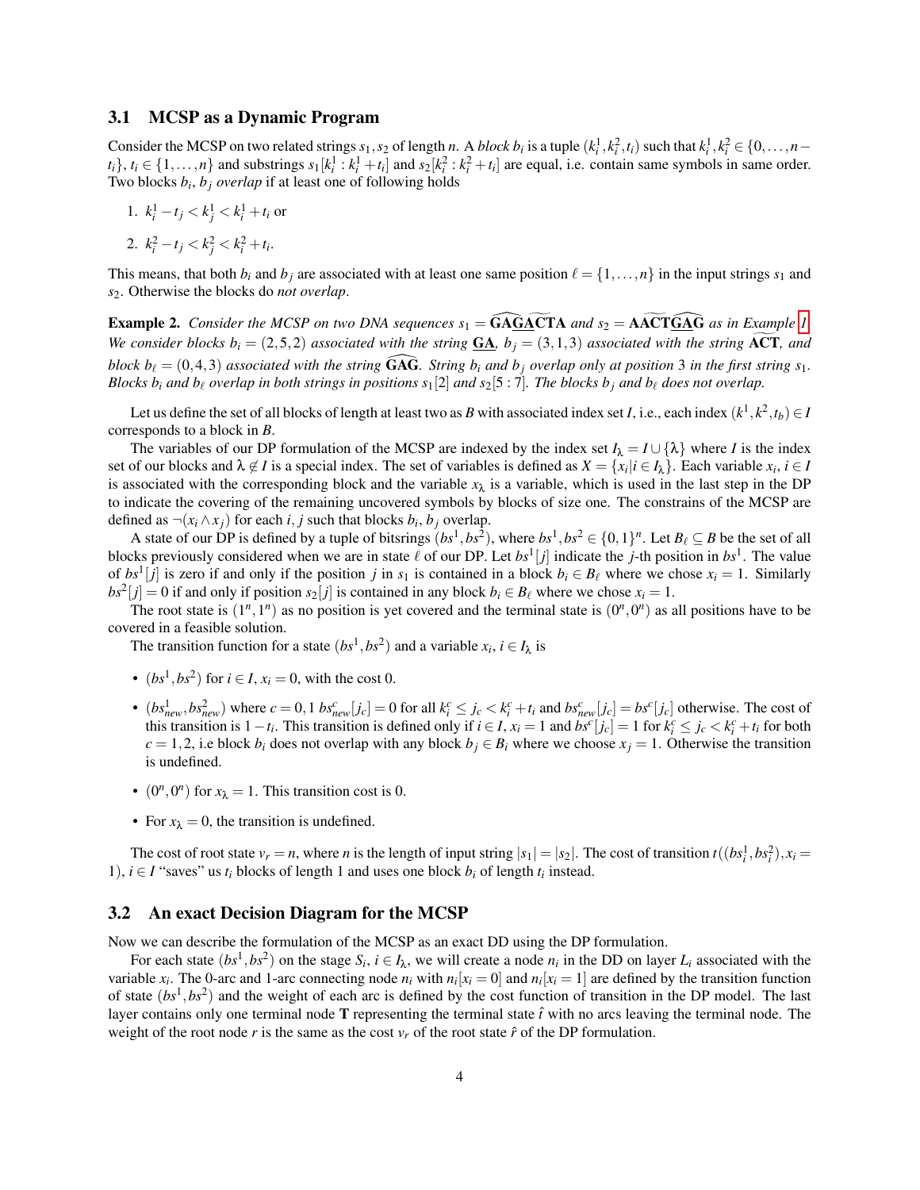### 3.1 MCSP as a Dynamic Program

Consider the MCSP on two related strings $s_1, s_2$ of length $n$. A *block* $b_i$ is a tuple $(k_i^1, k_i^2, t_i)$ such that $k_i^1, k_i^2 \in \{0, \ldots, n - t_i\}$, $t_i \in \{1, \ldots, n\}$ and substrings $s_1[k_i^1 : k_i^1 + t_i]$ and $s_2[k_i^2 : k_i^2 + t_i]$ are equal, i.e. contain same symbols in same order. Two blocks $b_i$, $b_j$ *overlap* if at least one of following holds

1. $k_i^1 - t_j < k_j^1 < k_i^1 + t_i$ or
2. $k_i^2 - t_j < k_j^2 < k_i^2 + t_i$.

This means, that both $b_i$ and $b_j$ are associated with at least one same position $\ell = \{1, \ldots, n\}$ in the input strings $s_1$ and $s_2$. Otherwise the blocks do *not overlap*.

**Example 2.** *Consider the MCSP on two DNA sequences $s_1 = \widehat{\mathbf{GA}}\underline{\widehat{\mathbf{G}}\mathbf{A}}\widetilde{\mathbf{CT}}\mathbf{A}$ and $s_2 = \mathbf{A}\widetilde{\mathbf{ACT}}\widehat{\underline{\mathbf{GA}}\mathbf{G}}$ as in Example 1. We consider blocks $b_i = (2,5,2)$ associated with the string $\underline{\mathbf{GA}}$, $b_j = (3,1,3)$ associated with the string $\widetilde{\mathbf{ACT}}$, and block $b_\ell = (0,4,3)$ associated with the string $\widehat{\mathbf{GAG}}$. String $b_i$ and $b_j$ overlap only at position 3 in the first string $s_1$. Blocks $b_i$ and $b_\ell$ overlap in both strings in positions $s_1[2]$ and $s_2[5:7]$. The blocks $b_j$ and $b_\ell$ does not overlap.*

Let us define the set of all blocks of length at least two as $B$ with associated index set $I$, i.e., each index $(k^1, k^2, t_b) \in I$ corresponds to a block in $B$.

The variables of our DP formulation of the MCSP are indexed by the index set $I_\lambda = I \cup \{\lambda\}$ where $I$ is the index set of our blocks and $\lambda \notin I$ is a special index. The set of variables is defined as $X = \{x_i | i \in I_\lambda\}$. Each variable $x_i$, $i \in I$ is associated with the corresponding block and the variable $x_\lambda$ is a variable, which is used in the last step in the DP to indicate the covering of the remaining uncovered symbols by blocks of size one. The constrains of the MCSP are defined as $\neg(x_i \wedge x_j)$ for each $i, j$ such that blocks $b_i, b_j$ overlap.

A state of our DP is defined by a tuple of bitstrings $(bs^1, bs^2)$, where $bs^1, bs^2 \in \{0,1\}^n$. Let $B_\ell \subseteq B$ be the set of all blocks previously considered when we are in state $\ell$ of our DP. Let $bs^1[j]$ indicate the $j$-th position in $bs^1$. The value of $bs^1[j]$ is zero if and only if the position $j$ in $s_1$ is contained in a block $b_i \in B_\ell$ where we chose $x_i = 1$. Similarly $bs^2[j] = 0$ if and only if position $s_2[j]$ is contained in any block $b_i \in B_\ell$ where we chose $x_i = 1$.

The root state is $(1^n, 1^n)$ as no position is yet covered and the terminal state is $(0^n, 0^n)$ as all positions have to be covered in a feasible solution.

The transition function for a state $(bs^1, bs^2)$ and a variable $x_i$, $i \in I_\lambda$ is

- $(bs^1, bs^2)$ for $i \in I$, $x_i = 0$, with the cost 0.
- $(bs^1_{new}, bs^2_{new})$ where $c = 0, 1$ $bs^c_{new}[j_c] = 0$ for all $k_i^c \leq j_c < k_i^c + t_i$ and $bs^c_{new}[j_c] = bs^c[j_c]$ otherwise. The cost of this transition is $1 - t_i$. This transition is defined only if $i \in I$, $x_i = 1$ and $bs^c[j_c] = 1$ for $k_i^c \leq j_c < k_i^c + t_i$ for both $c = 1, 2$, i.e block $b_i$ does not overlap with any block $b_j \in B_i$ where we choose $x_j = 1$. Otherwise the transition is undefined.
- $(0^n, 0^n)$ for $x_\lambda = 1$. This transition cost is 0.
- For $x_\lambda = 0$, the transition is undefined.

The cost of root state $v_r = n$, where $n$ is the length of input string $|s_1| = |s_2|$. The cost of transition $t((bs_i^1, bs_i^2), x_i = 1)$, $i \in I$ "saves" us $t_i$ blocks of length 1 and uses one block $b_i$ of length $t_i$ instead.

### 3.2 An exact Decision Diagram for the MCSP

Now we can describe the formulation of the MCSP as an exact DD using the DP formulation.

For each state $(bs^1, bs^2)$ on the stage $S_i$, $i \in I_\lambda$, we will create a node $n_i$ in the DD on layer $L_i$ associated with the variable $x_i$. The 0-arc and 1-arc connecting node $n_i$ with $n_i[x_i = 0]$ and $n_i[x_i = 1]$ are defined by the transition function of state $(bs^1, bs^2)$ and the weight of each arc is defined by the cost function of transition in the DP model. The last layer contains only one terminal node $\mathbf{T}$ representing the terminal state $\hat{t}$ with no arcs leaving the terminal node. The weight of the root node $r$ is the same as the cost $v_r$ of the root state $\hat{r}$ of the DP formulation.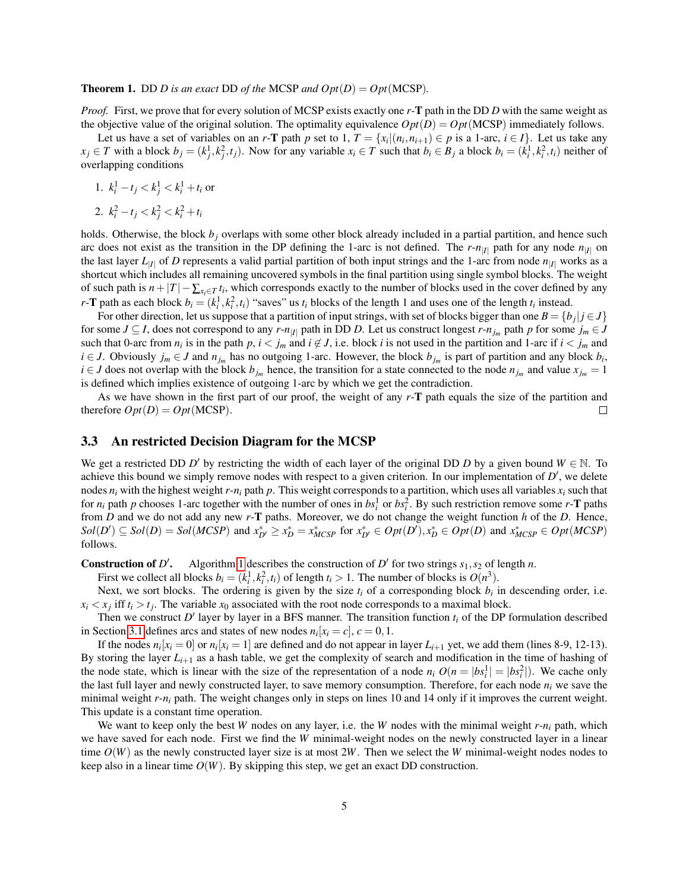**Theorem 1.** DD $D$ *is an exact* DD *of the* MCSP *and* $Opt(D) = Opt(\text{MCSP})$.

*Proof.* First, we prove that for every solution of MCSP exists exactly one $r$-$\mathbf{T}$ path in the DD $D$ with the same weight as the objective value of the original solution. The optimality equivalence $Opt(D) = Opt(\text{MCSP})$ immediately follows.

Let us have a set of variables on an $r$-$\mathbf{T}$ path $p$ set to 1, $T = \{x_i | (n_i, n_{i+1}) \in p$ is a 1-arc, $i \in I\}$. Let us take any $x_j \in T$ with a block $b_j = (k_j^1, k_j^2, t_j)$. Now for any variable $x_i \in T$ such that $b_i \in B_j$ a block $b_i = (k_i^1, k_i^2, t_i)$ neither of overlapping conditions

1. $k_i^1 - t_j < k_j^1 < k_i^1 + t_i$ or
2. $k_i^2 - t_j < k_j^2 < k_i^2 + t_i$

holds. Otherwise, the block $b_j$ overlaps with some other block already included in a partial partition, and hence such arc does not exist as the transition in the DP defining the 1-arc is not defined. The $r$-$n_{|I|}$ path for any node $n_{|I|}$ on the last layer $L_{|I|}$ of $D$ represents a valid partial partition of both input strings and the 1-arc from node $n_{|I|}$ works as a shortcut which includes all remaining uncovered symbols in the final partition using single symbol blocks. The weight of such path is $n + |T| - \sum_{x_i \in T} t_i$, which corresponds exactly to the number of blocks used in the cover defined by any $r$-$\mathbf{T}$ path as each block $b_i = (k_i^1, k_i^2, t_i)$ "saves" us $t_i$ blocks of the length 1 and uses one of the length $t_i$ instead.

For other direction, let us suppose that a partition of input strings, with set of blocks bigger than one $B = \{b_j | j \in J\}$ for some $J \subseteq I$, does not correspond to any $r$-$n_{|I|}$ path in DD $D$. Let us construct longest $r$-$n_{j_m}$ path $p$ for some $j_m \in J$ such that 0-arc from $n_i$ is in the path $p$, $i < j_m$ and $i \notin J$, i.e. block $i$ is not used in the partition and 1-arc if $i < j_m$ and $i \in J$. Obviously $j_m \in J$ and $n_{j_m}$ has no outgoing 1-arc. However, the block $b_{j_m}$ is part of partition and any block $b_i$, $i \in J$ does not overlap with the block $b_{j_m}$ hence, the transition for a state connected to the node $n_{j_m}$ and value $x_{j_m} = 1$ is defined which implies existence of outgoing 1-arc by which we get the contradiction.

As we have shown in the first part of our proof, the weight of any $r$-$\mathbf{T}$ path equals the size of the partition and therefore $Opt(D) = Opt(\text{MCSP})$. □

### 3.3 An restricted Decision Diagram for the MCSP

We get a restricted DD $D'$ by restricting the width of each layer of the original DD $D$ by a given bound $W \in \mathbb{N}$. To achieve this bound we simply remove nodes with respect to a given criterion. In our implementation of $D'$, we delete nodes $n_i$ with the highest weight $r$-$n_i$ path $p$. This weight corresponds to a partition, which uses all variables $x_i$ such that for $n_i$ path $p$ chooses 1-arc together with the number of ones in $bs_i^1$ or $bs_i^2$. By such restriction remove some $r$-$\mathbf{T}$ paths from $D$ and we do not add any new $r$-$\mathbf{T}$ paths. Moreover, we do not change the weight function $h$ of the $D$. Hence, $Sol(D') \subseteq Sol(D) = Sol(MCSP)$ and $x_{D'}^* \geq x_D^* = x_{MCSP}^*$ for $x_{D'}^* \in Opt(D'), x_D^* \in Opt(D)$ and $x_{MCSP}^* \in Opt(MCSP)$ follows.

**Construction of $D'$.** Algorithm 1 describes the construction of $D'$ for two strings $s_1, s_2$ of length $n$.

First we collect all blocks $b_i = (k_i^1, k_i^2, t_i)$ of length $t_i > 1$. The number of blocks is $O(n^3)$.

Next, we sort blocks. The ordering is given by the size $t_i$ of a corresponding block $b_i$ in descending order, i.e. $x_i < x_j$ iff $t_i > t_j$. The variable $x_0$ associated with the root node corresponds to a maximal block.

Then we construct $D'$ layer by layer in a BFS manner. The transition function $t_i$ of the DP formulation described in Section 3.1 defines arcs and states of new nodes $n_i[x_i = c]$, $c = 0, 1$.

If the nodes $n_i[x_i = 0]$ or $n_i[x_i = 1]$ are defined and do not appear in layer $L_{i+1}$ yet, we add them (lines 8-9, 12-13). By storing the layer $L_{i+1}$ as a hash table, we get the complexity of search and modification in the time of hashing of the node state, which is linear with the size of the representation of a node $n_i$ $O(n = |bs_i^1| = |bs_i^2|)$. We cache only the last full layer and newly constructed layer, to save memory consumption. Therefore, for each node $n_i$ we save the minimal weight $r$-$n_i$ path. The weight changes only in steps on lines 10 and 14 only if it improves the current weight. This update is a constant time operation.

We want to keep only the best $W$ nodes on any layer, i.e. the $W$ nodes with the minimal weight $r$-$n_i$ path, which we have saved for each node. First we find the $W$ minimal-weight nodes on the newly constructed layer in a linear time $O(W)$ as the newly constructed layer size is at most $2W$. Then we select the $W$ minimal-weight nodes nodes to keep also in a linear time $O(W)$. By skipping this step, we get an exact DD construction.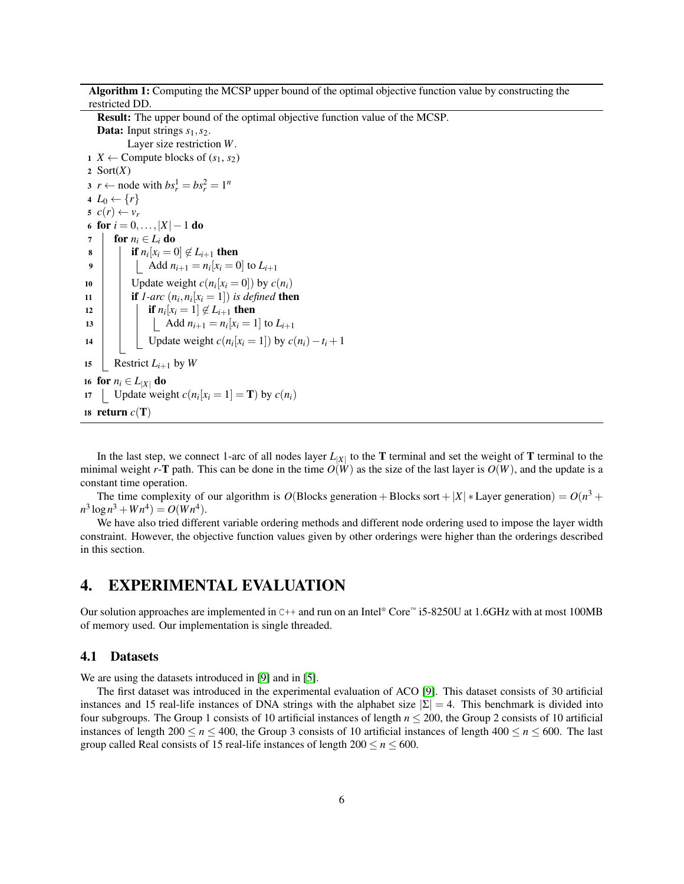**Algorithm 1:** Computing the MCSP upper bound of the optimal objective function value by constructing the restricted DD.

```
   Result: The upper bound of the optimal objective function value of the MCSP.
   Data: Input strings s_1, s_2.
         Layer size restriction W.
 1 X ← Compute blocks of (s_1, s_2)
 2 Sort(X)
 3 r ← node with bs_r^1 = bs_r^2 = 1^n
 4 L_0 ← {r}
 5 c(r) ← v_r
 6 for i = 0, ..., |X| − 1 do
 7     for n_i ∈ L_i do
 8         if n_i[x_i = 0] ∉ L_{i+1} then
 9             Add n_{i+1} = n_i[x_i = 0] to L_{i+1}
10         Update weight c(n_i[x_i = 0]) by c(n_i)
11         if 1-arc (n_i, n_i[x_i = 1]) is defined then
12             if n_i[x_i = 1] ∉ L_{i+1} then
13                 Add n_{i+1} = n_i[x_i = 1] to L_{i+1}
14             Update weight c(n_i[x_i = 1]) by c(n_i) − t_i + 1
15     Restrict L_{i+1} by W
16 for n_i ∈ L_{|X|} do
17     Update weight c(n_i[x_i = 1] = T) by c(n_i)
18 return c(T)
```

In the last step, we connect 1-arc of all nodes layer $L_{|X|}$ to the **T** terminal and set the weight of **T** terminal to the minimal weight $r$-**T** path. This can be done in the time $O(W)$ as the size of the last layer is $O(W)$, and the update is a constant time operation.

The time complexity of our algorithm is $O(\text{Blocks generation} + \text{Blocks sort} + |X| * \text{Layer generation}) = O(n^3 + n^3 \log n^3 + Wn^4) = O(Wn^4)$.

We have also tried different variable ordering methods and different node ordering used to impose the layer width constraint. However, the objective function values given by other orderings were higher than the orderings described in this section.

# 4. EXPERIMENTAL EVALUATION

Our solution approaches are implemented in C++ and run on an Intel® Core™ i5-8250U at 1.6GHz with at most 100MB of memory used. Our implementation is single threaded.

## 4.1 Datasets

We are using the datasets introduced in [9] and in [5].

The first dataset was introduced in the experimental evaluation of ACO [9]. This dataset consists of 30 artificial instances and 15 real-life instances of DNA strings with the alphabet size $|\Sigma| = 4$. This benchmark is divided into four subgroups. The Group 1 consists of 10 artificial instances of length $n \leq 200$, the Group 2 consists of 10 artificial instances of length $200 \leq n \leq 400$, the Group 3 consists of 10 artificial instances of length $400 \leq n \leq 600$. The last group called Real consists of 15 real-life instances of length $200 \leq n \leq 600$.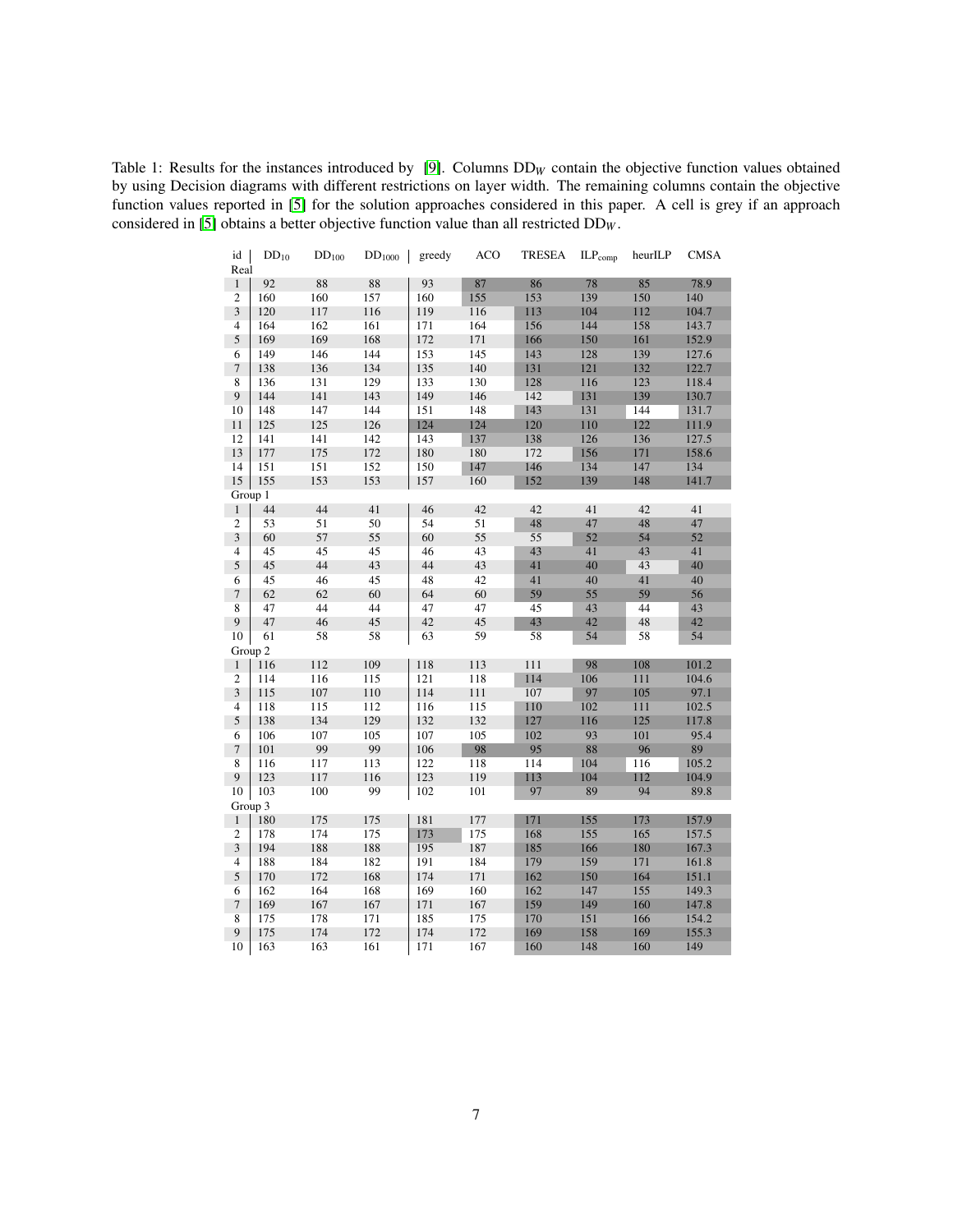Table 1: Results for the instances introduced by [9]. Columns $DD_W$ contain the objective function values obtained by using Decision diagrams with different restrictions on layer width. The remaining columns contain the objective function values reported in [5] for the solution approaches considered in this paper. A cell is grey if an approach considered in [5] obtains a better objective function value than all restricted $DD_W$.

| id | $DD_{10}$ | $DD_{100}$ | $DD_{1000}$ | greedy | ACO | TRESEA | $ILP_{comp}$ | heurILP | CMSA |
|---|---|---|---|---|---|---|---|---|---|
| Real | | | | | | | | | |
| 1 | 92 | 88 | 88 | 93 | 87 | 86 | 78 | 85 | 78.9 |
| 2 | 160 | 160 | 157 | 160 | 155 | 153 | 139 | 150 | 140 |
| 3 | 120 | 117 | 116 | 119 | 116 | 113 | 104 | 112 | 104.7 |
| 4 | 164 | 162 | 161 | 171 | 164 | 156 | 144 | 158 | 143.7 |
| 5 | 169 | 169 | 168 | 172 | 171 | 166 | 150 | 161 | 152.9 |
| 6 | 149 | 146 | 144 | 153 | 145 | 143 | 128 | 139 | 127.6 |
| 7 | 138 | 136 | 134 | 135 | 140 | 131 | 121 | 132 | 122.7 |
| 8 | 136 | 131 | 129 | 133 | 130 | 128 | 116 | 123 | 118.4 |
| 9 | 144 | 141 | 143 | 149 | 146 | 142 | 131 | 139 | 130.7 |
| 10 | 148 | 147 | 144 | 151 | 148 | 143 | 131 | 144 | 131.7 |
| 11 | 125 | 125 | 126 | 124 | 124 | 120 | 110 | 122 | 111.9 |
| 12 | 141 | 141 | 142 | 143 | 137 | 138 | 126 | 136 | 127.5 |
| 13 | 177 | 175 | 172 | 180 | 180 | 172 | 156 | 171 | 158.6 |
| 14 | 151 | 151 | 152 | 150 | 147 | 146 | 134 | 147 | 134 |
| 15 | 155 | 153 | 153 | 157 | 160 | 152 | 139 | 148 | 141.7 |
| Group 1 | | | | | | | | | |
| 1 | 44 | 44 | 41 | 46 | 42 | 42 | 41 | 42 | 41 |
| 2 | 53 | 51 | 50 | 54 | 51 | 48 | 47 | 48 | 47 |
| 3 | 60 | 57 | 55 | 60 | 55 | 55 | 52 | 54 | 52 |
| 4 | 45 | 45 | 45 | 46 | 43 | 43 | 41 | 43 | 41 |
| 5 | 45 | 44 | 43 | 44 | 43 | 41 | 40 | 43 | 40 |
| 6 | 45 | 46 | 45 | 48 | 42 | 41 | 40 | 41 | 40 |
| 7 | 62 | 62 | 60 | 64 | 60 | 59 | 55 | 59 | 56 |
| 8 | 47 | 44 | 44 | 47 | 47 | 45 | 43 | 44 | 43 |
| 9 | 47 | 46 | 45 | 42 | 45 | 43 | 42 | 48 | 42 |
| 10 | 61 | 58 | 58 | 63 | 59 | 58 | 54 | 58 | 54 |
| Group 2 | | | | | | | | | |
| 1 | 116 | 112 | 109 | 118 | 113 | 111 | 98 | 108 | 101.2 |
| 2 | 114 | 116 | 115 | 121 | 118 | 114 | 106 | 111 | 104.6 |
| 3 | 115 | 107 | 110 | 114 | 111 | 107 | 97 | 105 | 97.1 |
| 4 | 118 | 115 | 112 | 116 | 115 | 110 | 102 | 111 | 102.5 |
| 5 | 138 | 134 | 129 | 132 | 132 | 127 | 116 | 125 | 117.8 |
| 6 | 106 | 107 | 105 | 107 | 105 | 102 | 93 | 101 | 95.4 |
| 7 | 101 | 99 | 99 | 106 | 98 | 95 | 88 | 96 | 89 |
| 8 | 116 | 117 | 113 | 122 | 118 | 114 | 104 | 116 | 105.2 |
| 9 | 123 | 117 | 116 | 123 | 119 | 113 | 104 | 112 | 104.9 |
| 10 | 103 | 100 | 99 | 102 | 101 | 97 | 89 | 94 | 89.8 |
| Group 3 | | | | | | | | | |
| 1 | 180 | 175 | 175 | 181 | 177 | 171 | 155 | 173 | 157.9 |
| 2 | 178 | 174 | 175 | 173 | 175 | 168 | 155 | 165 | 157.5 |
| 3 | 194 | 188 | 188 | 195 | 187 | 185 | 166 | 180 | 167.3 |
| 4 | 188 | 184 | 182 | 191 | 184 | 179 | 159 | 171 | 161.8 |
| 5 | 170 | 172 | 168 | 174 | 171 | 162 | 150 | 164 | 151.1 |
| 6 | 162 | 164 | 168 | 169 | 160 | 162 | 147 | 155 | 149.3 |
| 7 | 169 | 167 | 167 | 171 | 167 | 159 | 149 | 160 | 147.8 |
| 8 | 175 | 178 | 171 | 185 | 175 | 170 | 151 | 166 | 154.2 |
| 9 | 175 | 174 | 172 | 174 | 172 | 169 | 158 | 169 | 155.3 |
| 10 | 163 | 163 | 161 | 171 | 167 | 160 | 148 | 160 | 149 |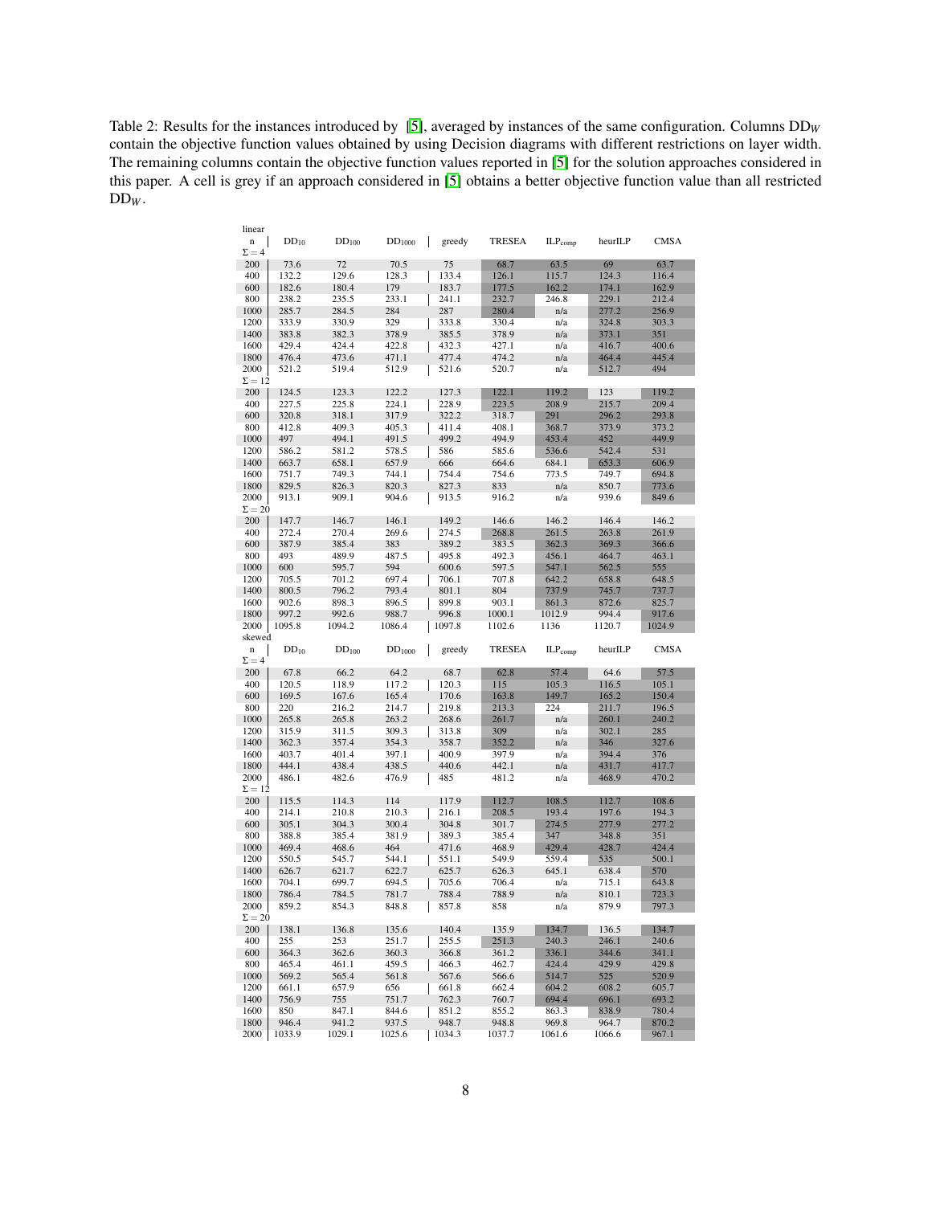Table 2: Results for the instances introduced by [5], averaged by instances of the same configuration. Columns $DD_W$ contain the objective function values obtained by using Decision diagrams with different restrictions on layer width. The remaining columns contain the objective function values reported in [5] for the solution approaches considered in this paper. A cell is grey if an approach considered in [5] obtains a better objective function value than all restricted $DD_W$.

| n | $DD_{10}$ | $DD_{100}$ | $DD_{1000}$ | greedy | TRESEA | $ILP_{comp}$ | heurILP | CMSA |
|---|---|---|---|---|---|---|---|---|
| **linear** | | | | | | | | |
| $\Sigma = 4$ | | | | | | | | |
| 200 | 73.6 | 72 | 70.5 | 75 | 68.7 | 63.5 | 69 | 63.7 |
| 400 | 132.2 | 129.6 | 128.3 | 133.4 | 126.1 | 115.7 | 124.3 | 116.4 |
| 600 | 182.6 | 180.4 | 179 | 183.7 | 177.5 | 162.2 | 174.1 | 162.9 |
| 800 | 238.2 | 235.5 | 233.1 | 241.1 | 232.7 | 246.8 | 229.1 | 212.4 |
| 1000 | 285.7 | 284.5 | 284 | 287 | 280.4 | n/a | 277.2 | 256.9 |
| 1200 | 333.9 | 330.9 | 329 | 333.8 | 330.4 | n/a | 324.8 | 303.3 |
| 1400 | 383.8 | 382.3 | 378.9 | 385.5 | 378.9 | n/a | 373.1 | 351 |
| 1600 | 429.4 | 424.4 | 422.8 | 432.3 | 427.1 | n/a | 416.7 | 400.6 |
| 1800 | 476.4 | 473.6 | 471.1 | 477.4 | 474.2 | n/a | 464.4 | 445.4 |
| 2000 | 521.2 | 519.4 | 512.9 | 521.6 | 520.7 | n/a | 512.7 | 494 |
| $\Sigma = 12$ | | | | | | | | |
| 200 | 124.5 | 123.3 | 122.2 | 127.3 | 122.1 | 119.2 | 123 | 119.2 |
| 400 | 227.5 | 225.8 | 224.1 | 228.9 | 223.5 | 208.9 | 215.7 | 209.4 |
| 600 | 320.8 | 318.1 | 317.9 | 322.2 | 318.7 | 291 | 296.2 | 293.8 |
| 800 | 412.8 | 409.3 | 405.3 | 411.4 | 408.1 | 368.7 | 373.9 | 373.2 |
| 1000 | 497 | 494.1 | 491.5 | 499.2 | 494.9 | 453.4 | 452 | 449.9 |
| 1200 | 586.2 | 581.2 | 578.5 | 586 | 585.6 | 536.6 | 542.4 | 531 |
| 1400 | 663.7 | 658.1 | 657.9 | 666 | 664.6 | 684.1 | 653.3 | 606.9 |
| 1600 | 751.7 | 749.3 | 744.1 | 754.4 | 754.6 | 773.5 | 749.7 | 694.8 |
| 1800 | 829.5 | 826.3 | 820.3 | 827.3 | 833 | n/a | 850.7 | 773.6 |
| 2000 | 913.1 | 909.1 | 904.6 | 913.5 | 916.2 | n/a | 939.6 | 849.6 |
| $\Sigma = 20$ | | | | | | | | |
| 200 | 147.7 | 146.7 | 146.1 | 149.2 | 146.6 | 146.2 | 146.4 | 146.2 |
| 400 | 272.4 | 270.4 | 269.6 | 274.5 | 268.8 | 261.5 | 263.8 | 261.9 |
| 600 | 387.9 | 385.4 | 383 | 389.2 | 383.5 | 362.3 | 369.3 | 366.6 |
| 800 | 493 | 489.9 | 487.5 | 495.8 | 492.3 | 456.1 | 464.7 | 463.1 |
| 1000 | 600 | 595.7 | 594 | 600.6 | 597.5 | 547.1 | 562.5 | 555 |
| 1200 | 705.5 | 701.2 | 697.4 | 706.1 | 707.8 | 642.2 | 658.8 | 648.5 |
| 1400 | 800.5 | 796.2 | 793.4 | 801.1 | 804 | 737.9 | 745.7 | 737.7 |
| 1600 | 902.6 | 898.3 | 896.5 | 899.8 | 903.1 | 861.3 | 872.6 | 825.7 |
| 1800 | 997.2 | 992.6 | 988.7 | 996.8 | 1000.1 | 1012.9 | 994.4 | 917.6 |
| 2000 | 1095.8 | 1094.2 | 1086.4 | 1097.8 | 1102.6 | 1136 | 1120.7 | 1024.9 |
| **skewed** | | | | | | | | |
| $\Sigma = 4$ | | | | | | | | |
| 200 | 67.8 | 66.2 | 64.2 | 68.7 | 62.8 | 57.4 | 64.6 | 57.5 |
| 400 | 120.5 | 118.9 | 117.2 | 120.3 | 115 | 105.3 | 116.5 | 105.1 |
| 600 | 169.5 | 167.6 | 165.4 | 170.6 | 163.8 | 149.7 | 165.2 | 150.4 |
| 800 | 220 | 216.2 | 214.7 | 219.8 | 213.3 | 224 | 211.7 | 196.5 |
| 1000 | 265.8 | 265.8 | 263.2 | 268.6 | 261.7 | n/a | 260.1 | 240.2 |
| 1200 | 315.9 | 311.5 | 309.3 | 313.8 | 309 | n/a | 302.1 | 285 |
| 1400 | 362.3 | 357.4 | 354.3 | 358.7 | 352.2 | n/a | 346 | 327.6 |
| 1600 | 403.7 | 401.4 | 397.1 | 400.9 | 397.9 | n/a | 394.4 | 376 |
| 1800 | 444.1 | 438.4 | 438.5 | 440.6 | 442.1 | n/a | 431.7 | 417.7 |
| 2000 | 486.1 | 482.6 | 476.9 | 485 | 481.2 | n/a | 468.9 | 470.2 |
| $\Sigma = 12$ | | | | | | | | |
| 200 | 115.5 | 114.3 | 114 | 117.9 | 112.7 | 108.5 | 112.7 | 108.6 |
| 400 | 214.1 | 210.8 | 210.3 | 216.1 | 208.5 | 193.4 | 197.6 | 194.3 |
| 600 | 305.1 | 304.3 | 300.4 | 304.8 | 301.7 | 274.5 | 277.9 | 277.2 |
| 800 | 388.8 | 385.4 | 381.9 | 389.3 | 385.4 | 347 | 348.8 | 351 |
| 1000 | 469.4 | 468.6 | 464 | 471.6 | 468.9 | 429.4 | 428.7 | 424.4 |
| 1200 | 550.5 | 545.7 | 544.1 | 551.1 | 549.9 | 559.4 | 535 | 500.1 |
| 1400 | 626.7 | 621.7 | 622.7 | 625.7 | 626.3 | 645.1 | 638.4 | 570 |
| 1600 | 704.1 | 699.7 | 694.5 | 705.6 | 706.4 | n/a | 715.1 | 643.8 |
| 1800 | 786.4 | 784.5 | 781.7 | 788.4 | 788.9 | n/a | 810.1 | 723.3 |
| 2000 | 859.2 | 854.3 | 848.8 | 857.8 | 858 | n/a | 879.9 | 797.3 |
| $\Sigma = 20$ | | | | | | | | |
| 200 | 138.1 | 136.8 | 135.6 | 140.4 | 135.9 | 134.7 | 136.5 | 134.7 |
| 400 | 255 | 253 | 251.7 | 255.5 | 251.3 | 240.3 | 246.1 | 240.6 |
| 600 | 364.3 | 362.6 | 360.3 | 366.8 | 361.2 | 336.1 | 344.6 | 341.1 |
| 800 | 465.4 | 461.1 | 459.5 | 466.3 | 462.7 | 424.4 | 429.9 | 429.8 |
| 1000 | 569.2 | 565.4 | 561.8 | 567.6 | 566.6 | 514.7 | 525 | 520.9 |
| 1200 | 661.1 | 657.9 | 656 | 661.8 | 662.4 | 604.2 | 608.2 | 605.7 |
| 1400 | 756.9 | 755 | 751.7 | 762.3 | 760.7 | 694.4 | 696.1 | 693.2 |
| 1600 | 850 | 847.1 | 844.6 | 851.2 | 855.2 | 863.3 | 838.9 | 780.4 |
| 1800 | 946.4 | 941.2 | 937.5 | 948.7 | 948.8 | 969.8 | 964.7 | 870.2 |
| 2000 | 1033.9 | 1029.1 | 1025.6 | 1034.3 | 1037.7 | 1061.6 | 1066.6 | 967.1 |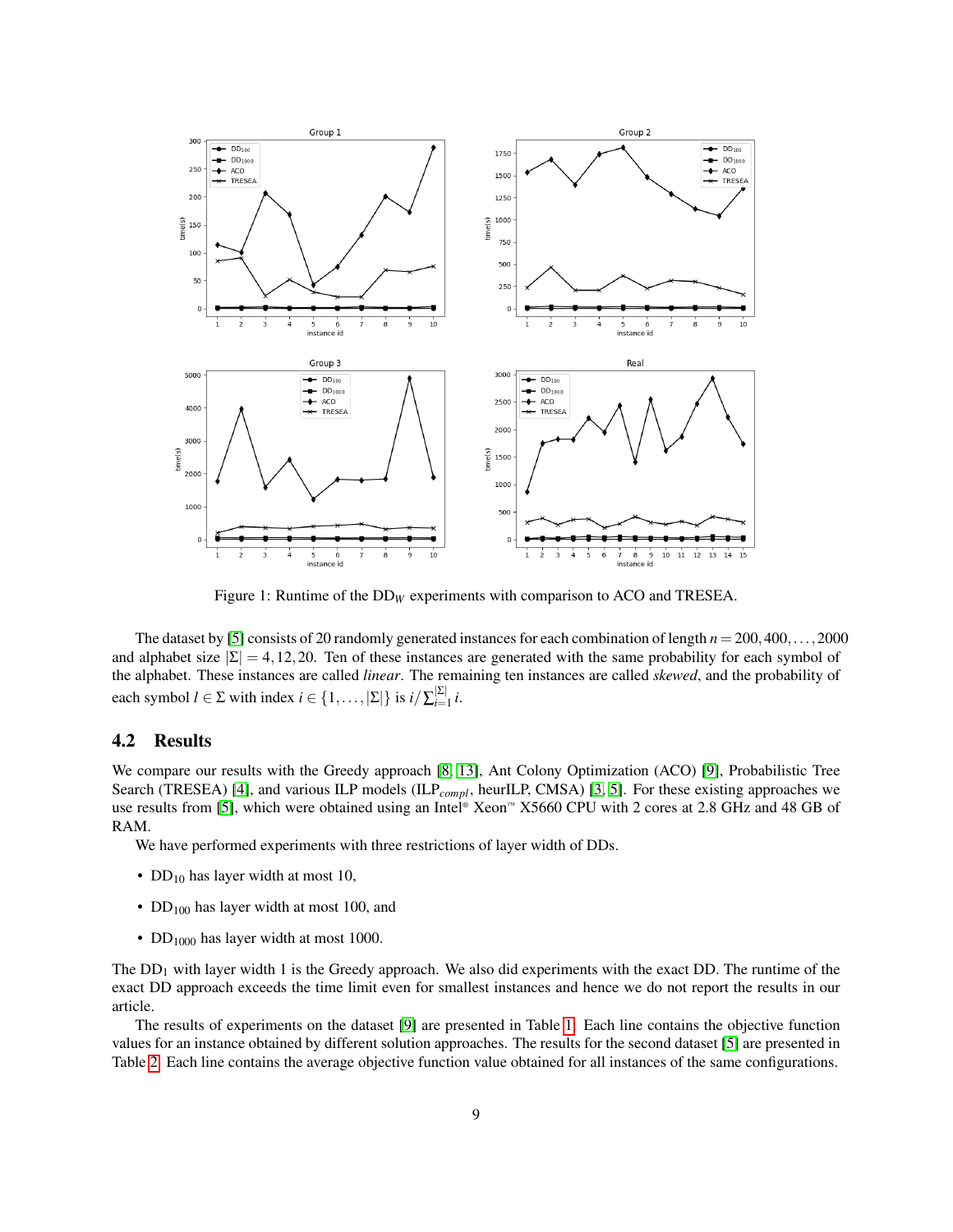Figure 1: Runtime of the $DD_W$ experiments with comparison to ACO and TRESEA.

The dataset by [5] consists of 20 randomly generated instances for each combination of length $n = 200, 400, \ldots, 2000$ and alphabet size $|\Sigma| = 4, 12, 20$. Ten of these instances are generated with the same probability for each symbol of the alphabet. These instances are called *linear*. The remaining ten instances are called *skewed*, and the probability of each symbol $l \in \Sigma$ with index $i \in \{1, \ldots, |\Sigma|\}$ is $i / \sum_{i=1}^{|\Sigma|} i$.

## 4.2 Results

We compare our results with the Greedy approach [8, 13], Ant Colony Optimization (ACO) [9], Probabilistic Tree Search (TRESEA) [4], and various ILP models ($ILP_{compl}$, heurILP, CMSA) [3, 5]. For these existing approaches we use results from [5], which were obtained using an Intel® Xeon™ X5660 CPU with 2 cores at 2.8 GHz and 48 GB of RAM.

We have performed experiments with three restrictions of layer width of DDs.

- $DD_{10}$ has layer width at most 10,
- $DD_{100}$ has layer width at most 100, and
- $DD_{1000}$ has layer width at most 1000.

The $DD_1$ with layer width 1 is the Greedy approach. We also did experiments with the exact DD. The runtime of the exact DD approach exceeds the time limit even for smallest instances and hence we do not report the results in our article.

The results of experiments on the dataset [9] are presented in Table 1. Each line contains the objective function values for an instance obtained by different solution approaches. The results for the second dataset [5] are presented in Table 2. Each line contains the average objective function value obtained for all instances of the same configurations.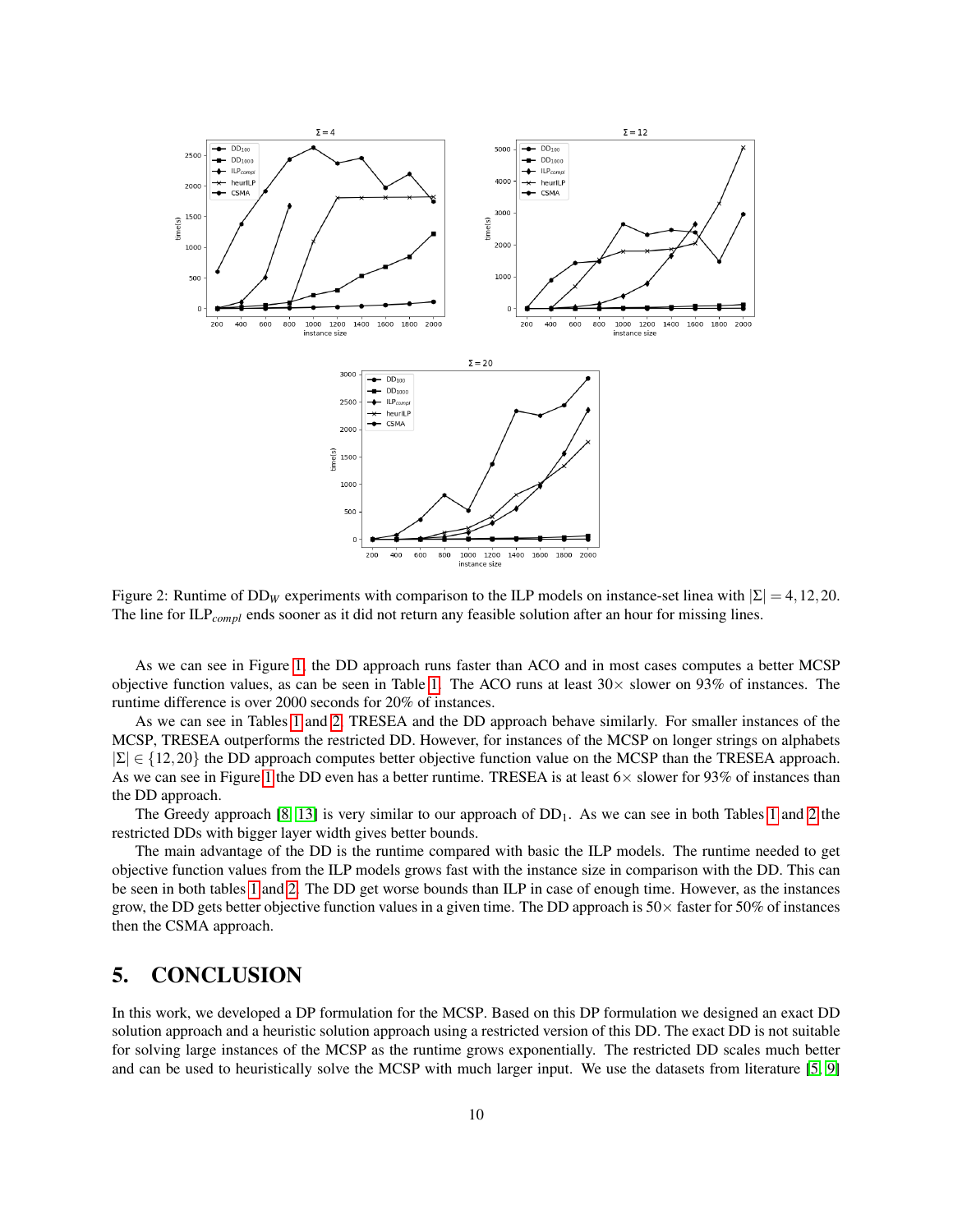Figure 2: Runtime of $DD_W$ experiments with comparison to the ILP models on instance-set linea with $|\Sigma| = 4, 12, 20$. The line for $ILP_{compl}$ ends sooner as it did not return any feasible solution after an hour for missing lines.

As we can see in Figure 1, the DD approach runs faster than ACO and in most cases computes a better MCSP objective function values, as can be seen in Table 1. The ACO runs at least 30× slower on 93% of instances. The runtime difference is over 2000 seconds for 20% of instances.

As we can see in Tables 1 and 2, TRESEA and the DD approach behave similarly. For smaller instances of the MCSP, TRESEA outperforms the restricted DD. However, for instances of the MCSP on longer strings on alphabets $|\Sigma| \in \{12, 20\}$ the DD approach computes better objective function value on the MCSP than the TRESEA approach. As we can see in Figure 1 the DD even has a better runtime. TRESEA is at least 6× slower for 93% of instances than the DD approach.

The Greedy approach [8, 13] is very similar to our approach of $DD_1$. As we can see in both Tables 1 and 2 the restricted DDs with bigger layer width gives better bounds.

The main advantage of the DD is the runtime compared with basic the ILP models. The runtime needed to get objective function values from the ILP models grows fast with the instance size in comparison with the DD. This can be seen in both tables 1 and 2. The DD get worse bounds than ILP in case of enough time. However, as the instances grow, the DD gets better objective function values in a given time. The DD approach is 50× faster for 50% of instances then the CSMA approach.

# 5. CONCLUSION

In this work, we developed a DP formulation for the MCSP. Based on this DP formulation we designed an exact DD solution approach and a heuristic solution approach using a restricted version of this DD. The exact DD is not suitable for solving large instances of the MCSP as the runtime grows exponentially. The restricted DD scales much better and can be used to heuristically solve the MCSP with much larger input. We use the datasets from literature [5, 9]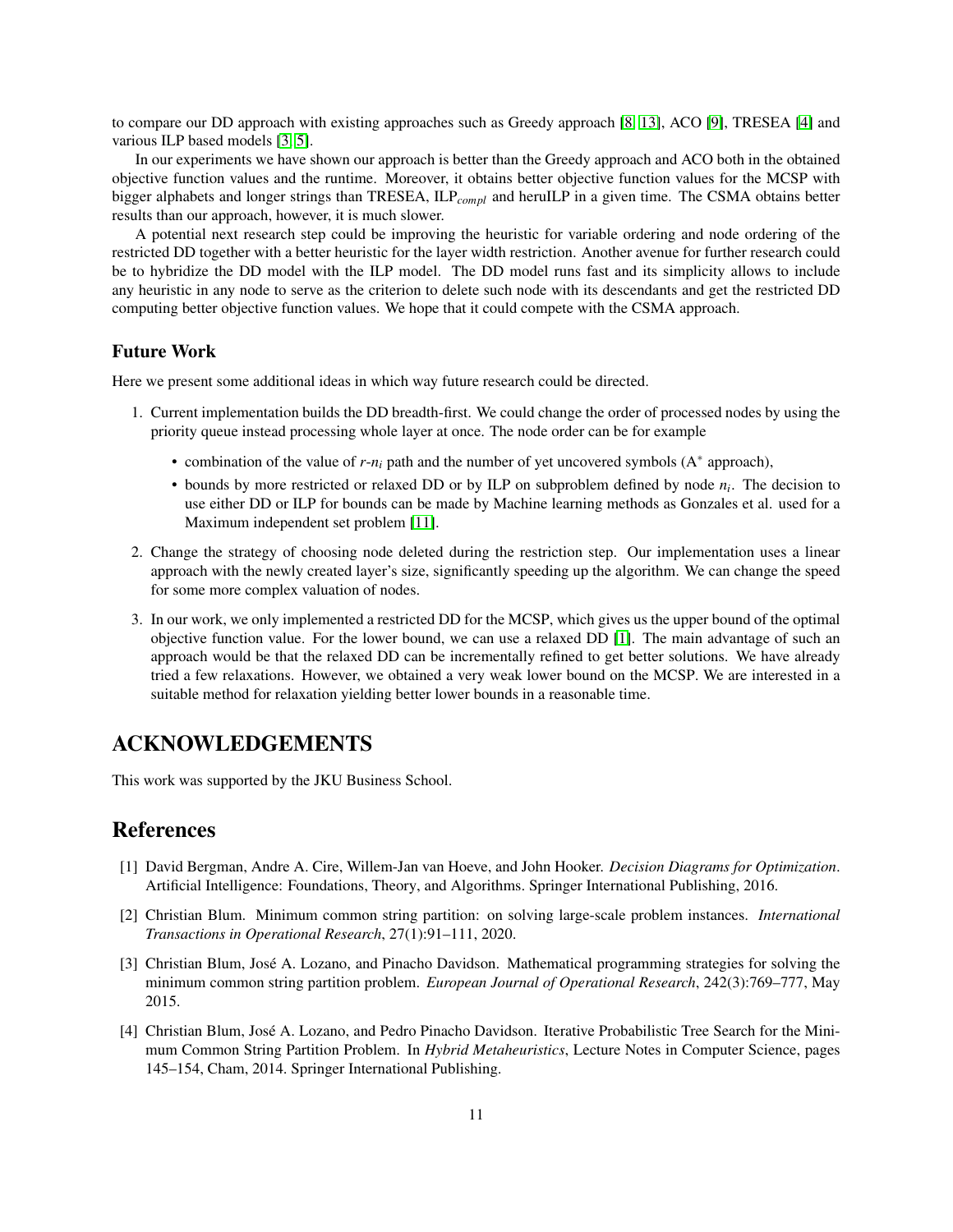to compare our DD approach with existing approaches such as Greedy approach [8, 13], ACO [9], TRESEA [4] and various ILP based models [3, 5].

In our experiments we have shown our approach is better than the Greedy approach and ACO both in the obtained objective function values and the runtime. Moreover, it obtains better objective function values for the MCSP with bigger alphabets and longer strings than TRESEA, $\text{ILP}_{compl}$ and heruILP in a given time. The CSMA obtains better results than our approach, however, it is much slower.

A potential next research step could be improving the heuristic for variable ordering and node ordering of the restricted DD together with a better heuristic for the layer width restriction. Another avenue for further research could be to hybridize the DD model with the ILP model. The DD model runs fast and its simplicity allows to include any heuristic in any node to serve as the criterion to delete such node with its descendants and get the restricted DD computing better objective function values. We hope that it could compete with the CSMA approach.

### Future Work

Here we present some additional ideas in which way future research could be directed.

1. Current implementation builds the DD breadth-first. We could change the order of processed nodes by using the priority queue instead processing whole layer at once. The node order can be for example
   - combination of the value of $r$-$n_i$ path and the number of yet uncovered symbols ($A^*$ approach),
   - bounds by more restricted or relaxed DD or by ILP on subproblem defined by node $n_i$. The decision to use either DD or ILP for bounds can be made by Machine learning methods as Gonzales et al. used for a Maximum independent set problem [11].
2. Change the strategy of choosing node deleted during the restriction step. Our implementation uses a linear approach with the newly created layer's size, significantly speeding up the algorithm. We can change the speed for some more complex valuation of nodes.
3. In our work, we only implemented a restricted DD for the MCSP, which gives us the upper bound of the optimal objective function value. For the lower bound, we can use a relaxed DD [1]. The main advantage of such an approach would be that the relaxed DD can be incrementally refined to get better solutions. We have already tried a few relaxations. However, we obtained a very weak lower bound on the MCSP. We are interested in a suitable method for relaxation yielding better lower bounds in a reasonable time.

## ACKNOWLEDGEMENTS

This work was supported by the JKU Business School.

## References

[1] David Bergman, Andre A. Cire, Willem-Jan van Hoeve, and John Hooker. *Decision Diagrams for Optimization*. Artificial Intelligence: Foundations, Theory, and Algorithms. Springer International Publishing, 2016.

[2] Christian Blum. Minimum common string partition: on solving large-scale problem instances. *International Transactions in Operational Research*, 27(1):91–111, 2020.

[3] Christian Blum, José A. Lozano, and Pinacho Davidson. Mathematical programming strategies for solving the minimum common string partition problem. *European Journal of Operational Research*, 242(3):769–777, May 2015.

[4] Christian Blum, José A. Lozano, and Pedro Pinacho Davidson. Iterative Probabilistic Tree Search for the Minimum Common String Partition Problem. In *Hybrid Metaheuristics*, Lecture Notes in Computer Science, pages 145–154, Cham, 2014. Springer International Publishing.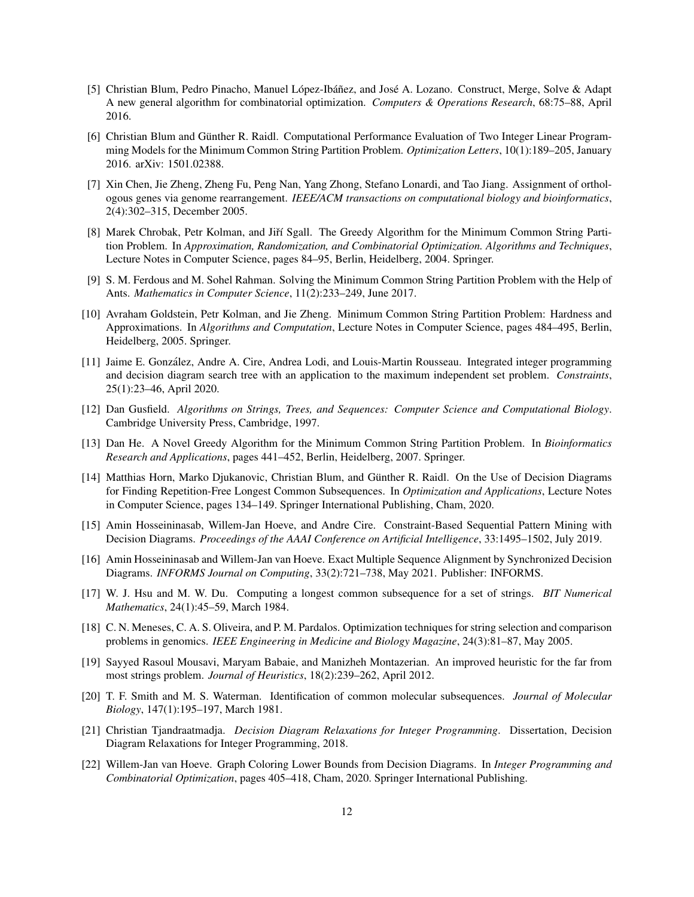[5] Christian Blum, Pedro Pinacho, Manuel López-Ibáñez, and José A. Lozano. Construct, Merge, Solve & Adapt A new general algorithm for combinatorial optimization. *Computers & Operations Research*, 68:75–88, April 2016.

[6] Christian Blum and Günther R. Raidl. Computational Performance Evaluation of Two Integer Linear Programming Models for the Minimum Common String Partition Problem. *Optimization Letters*, 10(1):189–205, January 2016. arXiv: 1501.02388.

[7] Xin Chen, Jie Zheng, Zheng Fu, Peng Nan, Yang Zhong, Stefano Lonardi, and Tao Jiang. Assignment of orthologous genes via genome rearrangement. *IEEE/ACM transactions on computational biology and bioinformatics*, 2(4):302–315, December 2005.

[8] Marek Chrobak, Petr Kolman, and Jiří Sgall. The Greedy Algorithm for the Minimum Common String Partition Problem. In *Approximation, Randomization, and Combinatorial Optimization. Algorithms and Techniques*, Lecture Notes in Computer Science, pages 84–95, Berlin, Heidelberg, 2004. Springer.

[9] S. M. Ferdous and M. Sohel Rahman. Solving the Minimum Common String Partition Problem with the Help of Ants. *Mathematics in Computer Science*, 11(2):233–249, June 2017.

[10] Avraham Goldstein, Petr Kolman, and Jie Zheng. Minimum Common String Partition Problem: Hardness and Approximations. In *Algorithms and Computation*, Lecture Notes in Computer Science, pages 484–495, Berlin, Heidelberg, 2005. Springer.

[11] Jaime E. González, Andre A. Cire, Andrea Lodi, and Louis-Martin Rousseau. Integrated integer programming and decision diagram search tree with an application to the maximum independent set problem. *Constraints*, 25(1):23–46, April 2020.

[12] Dan Gusfield. *Algorithms on Strings, Trees, and Sequences: Computer Science and Computational Biology*. Cambridge University Press, Cambridge, 1997.

[13] Dan He. A Novel Greedy Algorithm for the Minimum Common String Partition Problem. In *Bioinformatics Research and Applications*, pages 441–452, Berlin, Heidelberg, 2007. Springer.

[14] Matthias Horn, Marko Djukanovic, Christian Blum, and Günther R. Raidl. On the Use of Decision Diagrams for Finding Repetition-Free Longest Common Subsequences. In *Optimization and Applications*, Lecture Notes in Computer Science, pages 134–149. Springer International Publishing, Cham, 2020.

[15] Amin Hosseininasab, Willem-Jan Hoeve, and Andre Cire. Constraint-Based Sequential Pattern Mining with Decision Diagrams. *Proceedings of the AAAI Conference on Artificial Intelligence*, 33:1495–1502, July 2019.

[16] Amin Hosseininasab and Willem-Jan van Hoeve. Exact Multiple Sequence Alignment by Synchronized Decision Diagrams. *INFORMS Journal on Computing*, 33(2):721–738, May 2021. Publisher: INFORMS.

[17] W. J. Hsu and M. W. Du. Computing a longest common subsequence for a set of strings. *BIT Numerical Mathematics*, 24(1):45–59, March 1984.

[18] C. N. Meneses, C. A. S. Oliveira, and P. M. Pardalos. Optimization techniques for string selection and comparison problems in genomics. *IEEE Engineering in Medicine and Biology Magazine*, 24(3):81–87, May 2005.

[19] Sayyed Rasoul Mousavi, Maryam Babaie, and Manizheh Montazerian. An improved heuristic for the far from most strings problem. *Journal of Heuristics*, 18(2):239–262, April 2012.

[20] T. F. Smith and M. S. Waterman. Identification of common molecular subsequences. *Journal of Molecular Biology*, 147(1):195–197, March 1981.

[21] Christian Tjandraatmadja. *Decision Diagram Relaxations for Integer Programming*. Dissertation, Decision Diagram Relaxations for Integer Programming, 2018.

[22] Willem-Jan van Hoeve. Graph Coloring Lower Bounds from Decision Diagrams. In *Integer Programming and Combinatorial Optimization*, pages 405–418, Cham, 2020. Springer International Publishing.